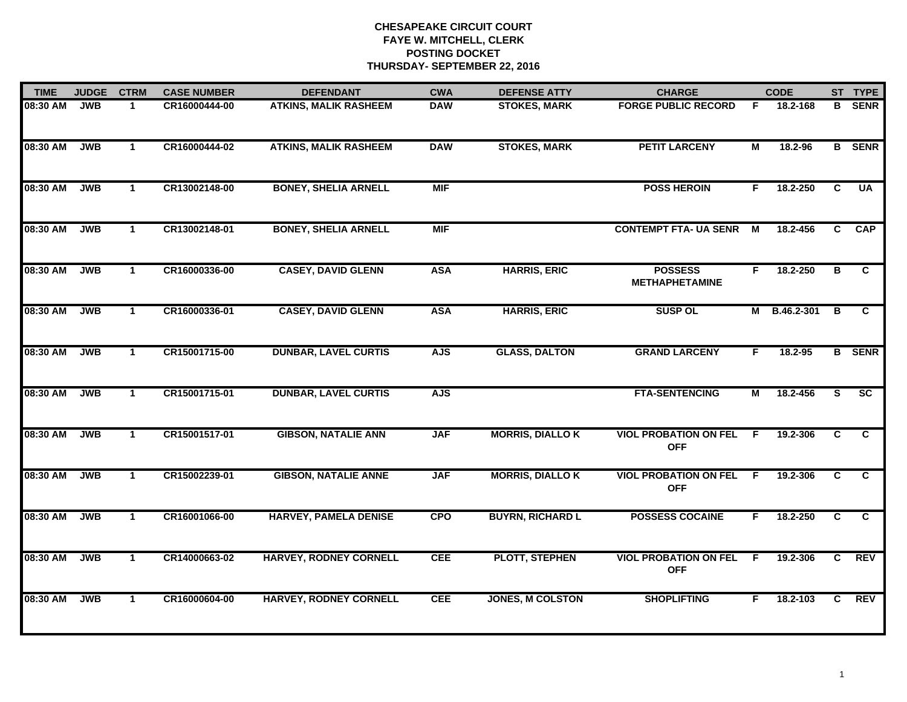**CHESAPEAKE CIRCUIT COURT**
**FAYE W. MITCHELL, CLERK**
**POSTING DOCKET**
**THURSDAY- SEPTEMBER 22, 2016**

| TIME | JUDGE | CTRM | CASE NUMBER | DEFENDANT | CWA | DEFENSE ATTY | CHARGE | | CODE | ST | TYPE |
|---|---|---|---|---|---|---|---|---|---|---|---|
| 08:30 AM | JWB | 1 | CR16000444-00 | ATKINS, MALIK RASHEEM | DAW | STOKES, MARK | FORGE PUBLIC RECORD | F | 18.2-168 | B | SENR |
| 08:30 AM | JWB | 1 | CR16000444-02 | ATKINS, MALIK RASHEEM | DAW | STOKES, MARK | PETIT LARCENY | M | 18.2-96 | B | SENR |
| 08:30 AM | JWB | 1 | CR13002148-00 | BONEY, SHELIA ARNELL | MIF | | POSS HEROIN | F | 18.2-250 | C | UA |
| 08:30 AM | JWB | 1 | CR13002148-01 | BONEY, SHELIA ARNELL | MIF | | CONTEMPT FTA- UA SENR | M | 18.2-456 | C | CAP |
| 08:30 AM | JWB | 1 | CR16000336-00 | CASEY, DAVID GLENN | ASA | HARRIS, ERIC | POSSESS METHAPHETAMINE | F | 18.2-250 | B | C |
| 08:30 AM | JWB | 1 | CR16000336-01 | CASEY, DAVID GLENN | ASA | HARRIS, ERIC | SUSP OL | M | B.46.2-301 | B | C |
| 08:30 AM | JWB | 1 | CR15001715-00 | DUNBAR, LAVEL CURTIS | AJS | GLASS, DALTON | GRAND LARCENY | F | 18.2-95 | B | SENR |
| 08:30 AM | JWB | 1 | CR15001715-01 | DUNBAR, LAVEL CURTIS | AJS | | FTA-SENTENCING | M | 18.2-456 | S | SC |
| 08:30 AM | JWB | 1 | CR15001517-01 | GIBSON, NATALIE ANN | JAF | MORRIS, DIALLO K | VIOL PROBATION ON FEL OFF | F | 19.2-306 | C | C |
| 08:30 AM | JWB | 1 | CR15002239-01 | GIBSON, NATALIE ANNE | JAF | MORRIS, DIALLO K | VIOL PROBATION ON FEL OFF | F | 19.2-306 | C | C |
| 08:30 AM | JWB | 1 | CR16001066-00 | HARVEY, PAMELA DENISE | CPO | BUYRN, RICHARD L | POSSESS COCAINE | F | 18.2-250 | C | C |
| 08:30 AM | JWB | 1 | CR14000663-02 | HARVEY, RODNEY CORNELL | CEE | PLOTT, STEPHEN | VIOL PROBATION ON FEL OFF | F | 19.2-306 | C | REV |
| 08:30 AM | JWB | 1 | CR16000604-00 | HARVEY, RODNEY CORNELL | CEE | JONES, M COLSTON | SHOPLIFTING | F | 18.2-103 | C | REV |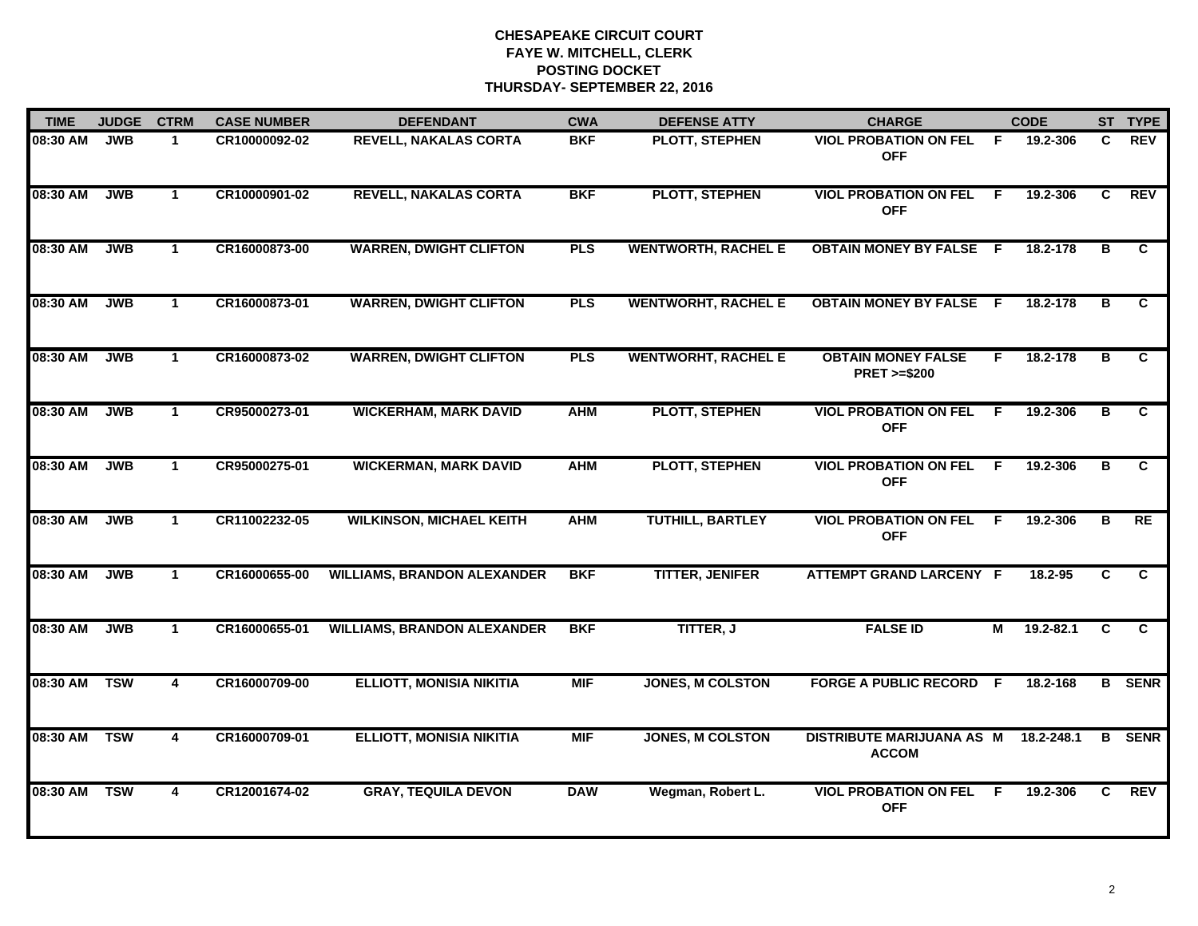**CHESAPEAKE CIRCUIT COURT**
**FAYE W. MITCHELL, CLERK**
**POSTING DOCKET**
**THURSDAY- SEPTEMBER 22, 2016**

| TIME | JUDGE | CTRM | CASE NUMBER | DEFENDANT | CWA | DEFENSE ATTY | CHARGE | | CODE | ST | TYPE |
|---|---|---|---|---|---|---|---|---|---|---|---|
| 08:30 AM | JWB | 1 | CR10000092-02 | REVELL, NAKALAS CORTA | BKF | PLOTT, STEPHEN | VIOL PROBATION ON FEL OFF | F | 19.2-306 | C | REV |
| 08:30 AM | JWB | 1 | CR10000901-02 | REVELL, NAKALAS CORTA | BKF | PLOTT, STEPHEN | VIOL PROBATION ON FEL OFF | F | 19.2-306 | C | REV |
| 08:30 AM | JWB | 1 | CR16000873-00 | WARREN, DWIGHT CLIFTON | PLS | WENTWORTH, RACHEL E | OBTAIN MONEY BY FALSE | F | 18.2-178 | B | C |
| 08:30 AM | JWB | 1 | CR16000873-01 | WARREN, DWIGHT CLIFTON | PLS | WENTWORHT, RACHEL E | OBTAIN MONEY BY FALSE | F | 18.2-178 | B | C |
| 08:30 AM | JWB | 1 | CR16000873-02 | WARREN, DWIGHT CLIFTON | PLS | WENTWORHT, RACHEL E | OBTAIN MONEY FALSE PRET >=$200 | F | 18.2-178 | B | C |
| 08:30 AM | JWB | 1 | CR95000273-01 | WICKERHAM, MARK DAVID | AHM | PLOTT, STEPHEN | VIOL PROBATION ON FEL OFF | F | 19.2-306 | B | C |
| 08:30 AM | JWB | 1 | CR95000275-01 | WICKERMAN, MARK DAVID | AHM | PLOTT, STEPHEN | VIOL PROBATION ON FEL OFF | F | 19.2-306 | B | C |
| 08:30 AM | JWB | 1 | CR11002232-05 | WILKINSON, MICHAEL KEITH | AHM | TUTHILL, BARTLEY | VIOL PROBATION ON FEL OFF | F | 19.2-306 | B | RE |
| 08:30 AM | JWB | 1 | CR16000655-00 | WILLIAMS, BRANDON ALEXANDER | BKF | TITTER, JENIFER | ATTEMPT GRAND LARCENY | F | 18.2-95 | C | C |
| 08:30 AM | JWB | 1 | CR16000655-01 | WILLIAMS, BRANDON ALEXANDER | BKF | TITTER, J | FALSE ID | M | 19.2-82.1 | C | C |
| 08:30 AM | TSW | 4 | CR16000709-00 | ELLIOTT, MONISIA NIKITIA | MIF | JONES, M COLSTON | FORGE A PUBLIC RECORD | F | 18.2-168 | B | SENR |
| 08:30 AM | TSW | 4 | CR16000709-01 | ELLIOTT, MONISIA NIKITIA | MIF | JONES, M COLSTON | DISTRIBUTE MARIJUANA AS ACCOM | M | 18.2-248.1 | B | SENR |
| 08:30 AM | TSW | 4 | CR12001674-02 | GRAY, TEQUILA DEVON | DAW | Wegman, Robert L. | VIOL PROBATION ON FEL OFF | F | 19.2-306 | C | REV |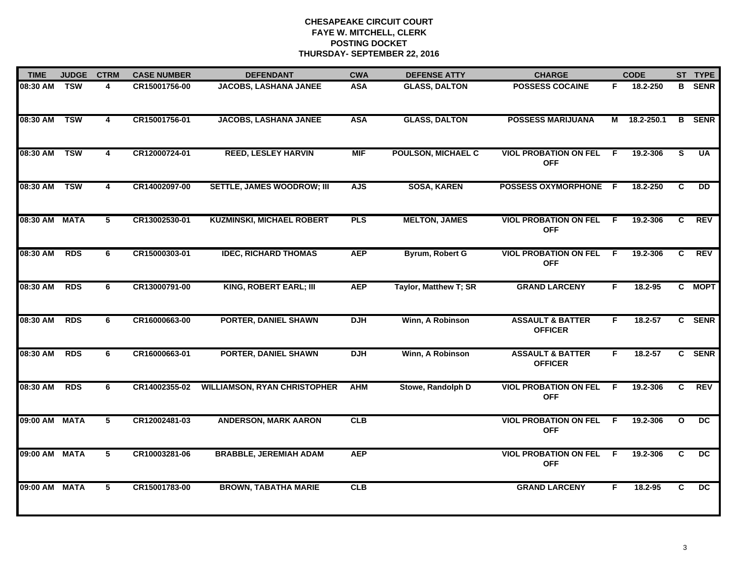# CHESAPEAKE CIRCUIT COURT
## FAYE W. MITCHELL, CLERK
## POSTING DOCKET
## THURSDAY- SEPTEMBER 22, 2016

| TIME | JUDGE | CTRM | CASE NUMBER | DEFENDANT | CWA | DEFENSE ATTY | CHARGE | | CODE | ST | TYPE |
|---|---|---|---|---|---|---|---|---|---|---|---|
| 08:30 AM | TSW | 4 | CR15001756-00 | JACOBS, LASHANA JANEE | ASA | GLASS, DALTON | POSSESS COCAINE | F | 18.2-250 | B | SENR |
| 08:30 AM | TSW | 4 | CR15001756-01 | JACOBS, LASHANA JANEE | ASA | GLASS, DALTON | POSSESS MARIJUANA | M | 18.2-250.1 | B | SENR |
| 08:30 AM | TSW | 4 | CR12000724-01 | REED, LESLEY HARVIN | MIF | POULSON, MICHAEL C | VIOL PROBATION ON FEL OFF | F | 19.2-306 | S | UA |
| 08:30 AM | TSW | 4 | CR14002097-00 | SETTLE, JAMES WOODROW; III | AJS | SOSA, KAREN | POSSESS OXYMORPHONE | F | 18.2-250 | C | DD |
| 08:30 AM | MATA | 5 | CR13002530-01 | KUZMINSKI, MICHAEL ROBERT | PLS | MELTON, JAMES | VIOL PROBATION ON FEL OFF | F | 19.2-306 | C | REV |
| 08:30 AM | RDS | 6 | CR15000303-01 | IDEC, RICHARD THOMAS | AEP | Byrum, Robert G | VIOL PROBATION ON FEL OFF | F | 19.2-306 | C | REV |
| 08:30 AM | RDS | 6 | CR13000791-00 | KING, ROBERT EARL; III | AEP | Taylor, Matthew T; SR | GRAND LARCENY | F | 18.2-95 | C | MOPT |
| 08:30 AM | RDS | 6 | CR16000663-00 | PORTER, DANIEL SHAWN | DJH | Winn, A Robinson | ASSAULT & BATTER OFFICER | F | 18.2-57 | C | SENR |
| 08:30 AM | RDS | 6 | CR16000663-01 | PORTER, DANIEL SHAWN | DJH | Winn, A Robinson | ASSAULT & BATTER OFFICER | F | 18.2-57 | C | SENR |
| 08:30 AM | RDS | 6 | CR14002355-02 | WILLIAMSON, RYAN CHRISTOPHER | AHM | Stowe, Randolph D | VIOL PROBATION ON FEL OFF | F | 19.2-306 | C | REV |
| 09:00 AM | MATA | 5 | CR12002481-03 | ANDERSON, MARK AARON | CLB | | VIOL PROBATION ON FEL OFF | F | 19.2-306 | O | DC |
| 09:00 AM | MATA | 5 | CR10003281-06 | BRABBLE, JEREMIAH ADAM | AEP | | VIOL PROBATION ON FEL OFF | F | 19.2-306 | C | DC |
| 09:00 AM | MATA | 5 | CR15001783-00 | BROWN, TABATHA MARIE | CLB | | GRAND LARCENY | F | 18.2-95 | C | DC |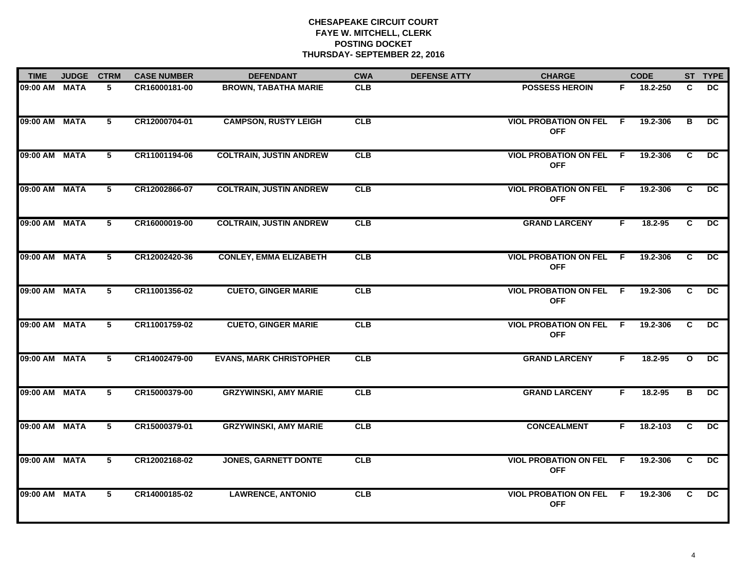# CHESAPEAKE CIRCUIT COURT
## FAYE W. MITCHELL, CLERK
## POSTING DOCKET
## THURSDAY- SEPTEMBER 22, 2016

| TIME | JUDGE | CTRM | CASE NUMBER | DEFENDANT | CWA | DEFENSE ATTY | CHARGE | | CODE | ST | TYPE |
|---|---|---|---|---|---|---|---|---|---|---|---|
| 09:00 AM | MATA | 5 | CR16000181-00 | BROWN, TABATHA MARIE | CLB | | POSSESS HEROIN | F | 18.2-250 | C | DC |
| 09:00 AM | MATA | 5 | CR12000704-01 | CAMPSON, RUSTY LEIGH | CLB | | VIOL PROBATION ON FEL OFF | F | 19.2-306 | B | DC |
| 09:00 AM | MATA | 5 | CR11001194-06 | COLTRAIN, JUSTIN ANDREW | CLB | | VIOL PROBATION ON FEL OFF | F | 19.2-306 | C | DC |
| 09:00 AM | MATA | 5 | CR12002866-07 | COLTRAIN, JUSTIN ANDREW | CLB | | VIOL PROBATION ON FEL OFF | F | 19.2-306 | C | DC |
| 09:00 AM | MATA | 5 | CR16000019-00 | COLTRAIN, JUSTIN ANDREW | CLB | | GRAND LARCENY | F | 18.2-95 | C | DC |
| 09:00 AM | MATA | 5 | CR12002420-36 | CONLEY, EMMA ELIZABETH | CLB | | VIOL PROBATION ON FEL OFF | F | 19.2-306 | C | DC |
| 09:00 AM | MATA | 5 | CR11001356-02 | CUETO, GINGER MARIE | CLB | | VIOL PROBATION ON FEL OFF | F | 19.2-306 | C | DC |
| 09:00 AM | MATA | 5 | CR11001759-02 | CUETO, GINGER MARIE | CLB | | VIOL PROBATION ON FEL OFF | F | 19.2-306 | C | DC |
| 09:00 AM | MATA | 5 | CR14002479-00 | EVANS, MARK CHRISTOPHER | CLB | | GRAND LARCENY | F | 18.2-95 | O | DC |
| 09:00 AM | MATA | 5 | CR15000379-00 | GRZYWINSKI, AMY MARIE | CLB | | GRAND LARCENY | F | 18.2-95 | B | DC |
| 09:00 AM | MATA | 5 | CR15000379-01 | GRZYWINSKI, AMY MARIE | CLB | | CONCEALMENT | F | 18.2-103 | C | DC |
| 09:00 AM | MATA | 5 | CR12002168-02 | JONES, GARNETT DONTE | CLB | | VIOL PROBATION ON FEL OFF | F | 19.2-306 | C | DC |
| 09:00 AM | MATA | 5 | CR14000185-02 | LAWRENCE, ANTONIO | CLB | | VIOL PROBATION ON FEL OFF | F | 19.2-306 | C | DC |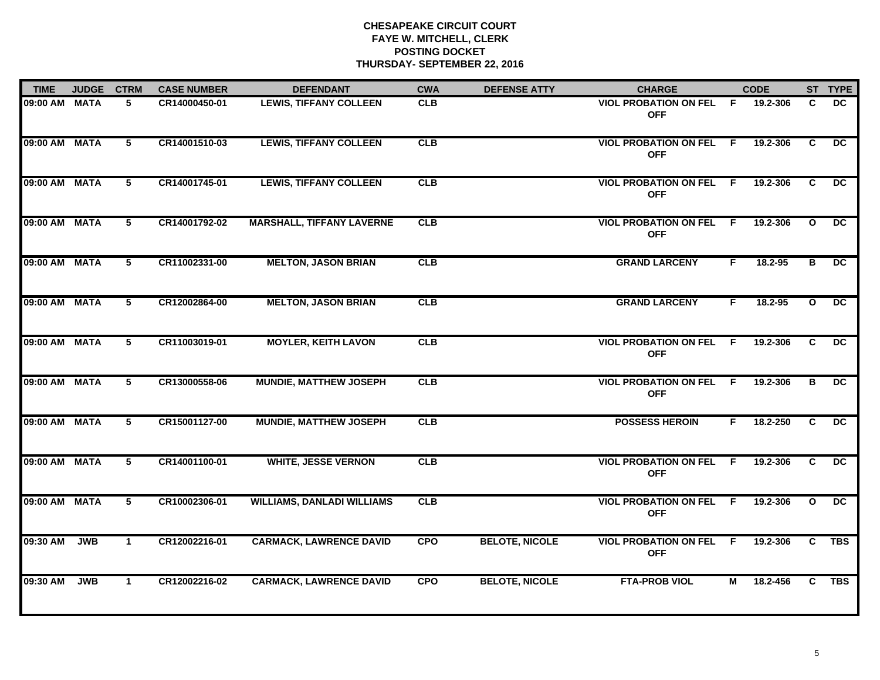# CHESAPEAKE CIRCUIT COURT
## FAYE W. MITCHELL, CLERK
## POSTING DOCKET
## THURSDAY- SEPTEMBER 22, 2016

| TIME | JUDGE | CTRM | CASE NUMBER | DEFENDANT | CWA | DEFENSE ATTY | CHARGE | | CODE | ST | TYPE |
|---|---|---|---|---|---|---|---|---|---|---|---|
| 09:00 AM | MATA | 5 | CR14000450-01 | LEWIS, TIFFANY COLLEEN | CLB | | VIOL PROBATION ON FEL OFF | F | 19.2-306 | C | DC |
| 09:00 AM | MATA | 5 | CR14001510-03 | LEWIS, TIFFANY COLLEEN | CLB | | VIOL PROBATION ON FEL OFF | F | 19.2-306 | C | DC |
| 09:00 AM | MATA | 5 | CR14001745-01 | LEWIS, TIFFANY COLLEEN | CLB | | VIOL PROBATION ON FEL OFF | F | 19.2-306 | C | DC |
| 09:00 AM | MATA | 5 | CR14001792-02 | MARSHALL, TIFFANY LAVERNE | CLB | | VIOL PROBATION ON FEL OFF | F | 19.2-306 | O | DC |
| 09:00 AM | MATA | 5 | CR11002331-00 | MELTON, JASON BRIAN | CLB | | GRAND LARCENY | F | 18.2-95 | B | DC |
| 09:00 AM | MATA | 5 | CR12002864-00 | MELTON, JASON BRIAN | CLB | | GRAND LARCENY | F | 18.2-95 | O | DC |
| 09:00 AM | MATA | 5 | CR11003019-01 | MOYLER, KEITH LAVON | CLB | | VIOL PROBATION ON FEL OFF | F | 19.2-306 | C | DC |
| 09:00 AM | MATA | 5 | CR13000558-06 | MUNDIE, MATTHEW JOSEPH | CLB | | VIOL PROBATION ON FEL OFF | F | 19.2-306 | B | DC |
| 09:00 AM | MATA | 5 | CR15001127-00 | MUNDIE, MATTHEW JOSEPH | CLB | | POSSESS HEROIN | F | 18.2-250 | C | DC |
| 09:00 AM | MATA | 5 | CR14001100-01 | WHITE, JESSE VERNON | CLB | | VIOL PROBATION ON FEL OFF | F | 19.2-306 | C | DC |
| 09:00 AM | MATA | 5 | CR10002306-01 | WILLIAMS, DANLADI WILLIAMS | CLB | | VIOL PROBATION ON FEL OFF | F | 19.2-306 | O | DC |
| 09:30 AM | JWB | 1 | CR12002216-01 | CARMACK, LAWRENCE DAVID | CPO | BELOTE, NICOLE | VIOL PROBATION ON FEL OFF | F | 19.2-306 | C | TBS |
| 09:30 AM | JWB | 1 | CR12002216-02 | CARMACK, LAWRENCE DAVID | CPO | BELOTE, NICOLE | FTA-PROB VIOL | M | 18.2-456 | C | TBS |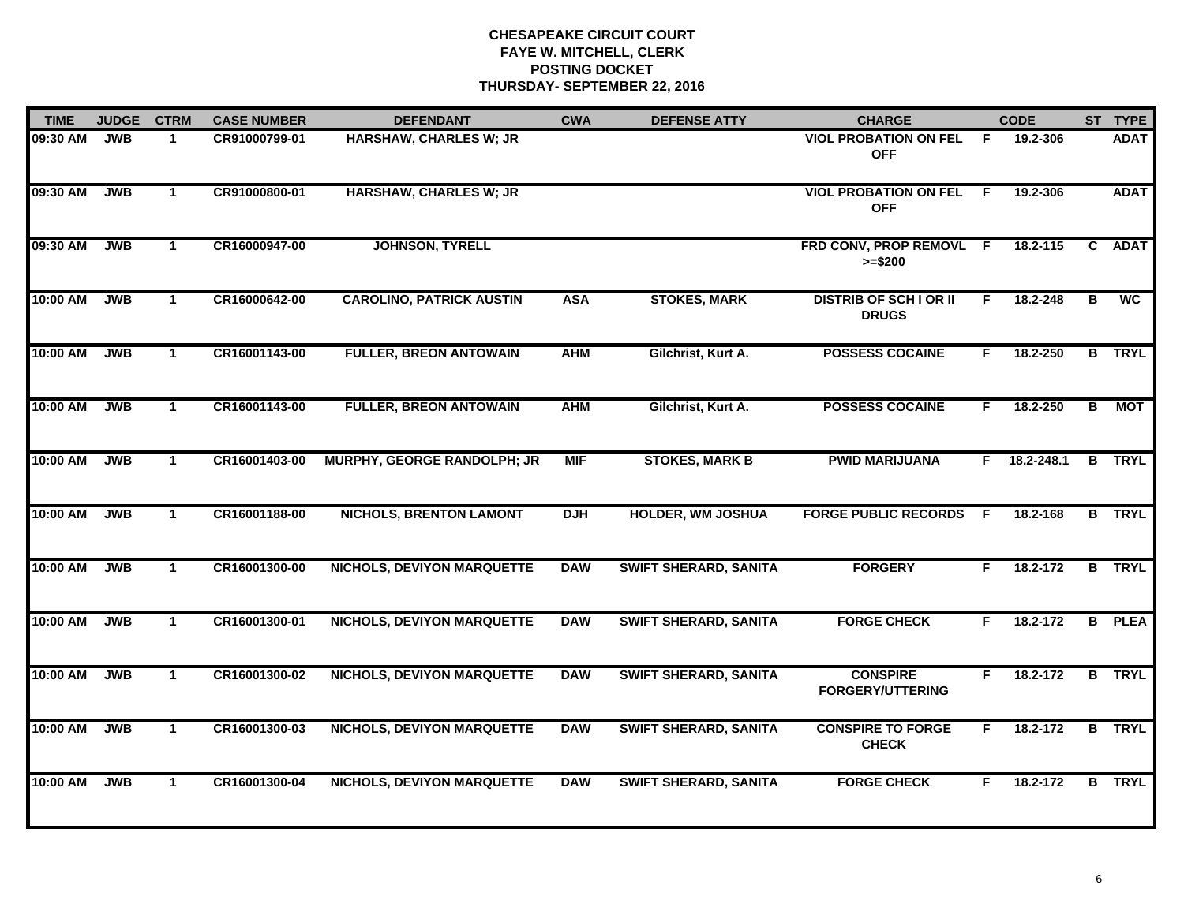# CHESAPEAKE CIRCUIT COURT
## FAYE W. MITCHELL, CLERK
## POSTING DOCKET
## THURSDAY- SEPTEMBER 22, 2016

| TIME | JUDGE | CTRM | CASE NUMBER | DEFENDANT | CWA | DEFENSE ATTY | CHARGE | | CODE | ST | TYPE |
|---|---|---|---|---|---|---|---|---|---|---|---|
| 09:30 AM | JWB | 1 | CR91000799-01 | HARSHAW, CHARLES W; JR | | | VIOL PROBATION ON FEL OFF | F | 19.2-306 | | ADAT |
| 09:30 AM | JWB | 1 | CR91000800-01 | HARSHAW, CHARLES W; JR | | | VIOL PROBATION ON FEL OFF | F | 19.2-306 | | ADAT |
| 09:30 AM | JWB | 1 | CR16000947-00 | JOHNSON, TYRELL | | | FRD CONV, PROP REMOVL >=$200 | F | 18.2-115 | C | ADAT |
| 10:00 AM | JWB | 1 | CR16000642-00 | CAROLINO, PATRICK AUSTIN | ASA | STOKES, MARK | DISTRIB OF SCH I OR II DRUGS | F | 18.2-248 | B | WC |
| 10:00 AM | JWB | 1 | CR16001143-00 | FULLER, BREON ANTOWAIN | AHM | Gilchrist, Kurt A. | POSSESS COCAINE | F | 18.2-250 | B | TRYL |
| 10:00 AM | JWB | 1 | CR16001143-00 | FULLER, BREON ANTOWAIN | AHM | Gilchrist, Kurt A. | POSSESS COCAINE | F | 18.2-250 | B | MOT |
| 10:00 AM | JWB | 1 | CR16001403-00 | MURPHY, GEORGE RANDOLPH; JR | MIF | STOKES, MARK B | PWID MARIJUANA | F | 18.2-248.1 | B | TRYL |
| 10:00 AM | JWB | 1 | CR16001188-00 | NICHOLS, BRENTON LAMONT | DJH | HOLDER, WM JOSHUA | FORGE PUBLIC RECORDS | F | 18.2-168 | B | TRYL |
| 10:00 AM | JWB | 1 | CR16001300-00 | NICHOLS, DEVIYON MARQUETTE | DAW | SWIFT SHERARD, SANITA | FORGERY | F | 18.2-172 | B | TRYL |
| 10:00 AM | JWB | 1 | CR16001300-01 | NICHOLS, DEVIYON MARQUETTE | DAW | SWIFT SHERARD, SANITA | FORGE CHECK | F | 18.2-172 | B | PLEA |
| 10:00 AM | JWB | 1 | CR16001300-02 | NICHOLS, DEVIYON MARQUETTE | DAW | SWIFT SHERARD, SANITA | CONSPIRE FORGERY/UTTERING | F | 18.2-172 | B | TRYL |
| 10:00 AM | JWB | 1 | CR16001300-03 | NICHOLS, DEVIYON MARQUETTE | DAW | SWIFT SHERARD, SANITA | CONSPIRE TO FORGE CHECK | F | 18.2-172 | B | TRYL |
| 10:00 AM | JWB | 1 | CR16001300-04 | NICHOLS, DEVIYON MARQUETTE | DAW | SWIFT SHERARD, SANITA | FORGE CHECK | F | 18.2-172 | B | TRYL |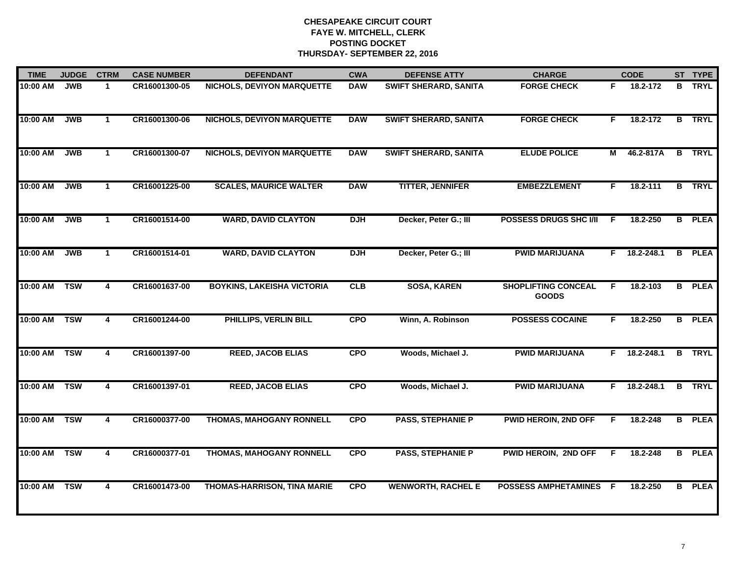# CHESAPEAKE CIRCUIT COURT
## FAYE W. MITCHELL, CLERK
## POSTING DOCKET
## THURSDAY- SEPTEMBER 22, 2016

| TIME | JUDGE | CTRM | CASE NUMBER | DEFENDANT | CWA | DEFENSE ATTY | CHARGE | | CODE | ST | TYPE |
|---|---|---|---|---|---|---|---|---|---|---|---|
| 10:00 AM | JWB | 1 | CR16001300-05 | NICHOLS, DEVIYON MARQUETTE | DAW | SWIFT SHERARD, SANITA | FORGE CHECK | F | 18.2-172 | B | TRYL |
| 10:00 AM | JWB | 1 | CR16001300-06 | NICHOLS, DEVIYON MARQUETTE | DAW | SWIFT SHERARD, SANITA | FORGE CHECK | F | 18.2-172 | B | TRYL |
| 10:00 AM | JWB | 1 | CR16001300-07 | NICHOLS, DEVIYON MARQUETTE | DAW | SWIFT SHERARD, SANITA | ELUDE POLICE | M | 46.2-817A | B | TRYL |
| 10:00 AM | JWB | 1 | CR16001225-00 | SCALES, MAURICE WALTER | DAW | TITTER, JENNIFER | EMBEZZLEMENT | F | 18.2-111 | B | TRYL |
| 10:00 AM | JWB | 1 | CR16001514-00 | WARD, DAVID CLAYTON | DJH | Decker, Peter G.; III | POSSESS DRUGS SHC I/II | F | 18.2-250 | B | PLEA |
| 10:00 AM | JWB | 1 | CR16001514-01 | WARD, DAVID CLAYTON | DJH | Decker, Peter G.; III | PWID MARIJUANA | F | 18.2-248.1 | B | PLEA |
| 10:00 AM | TSW | 4 | CR16001637-00 | BOYKINS, LAKEISHA VICTORIA | CLB | SOSA, KAREN | SHOPLIFTING CONCEAL GOODS | F | 18.2-103 | B | PLEA |
| 10:00 AM | TSW | 4 | CR16001244-00 | PHILLIPS, VERLIN BILL | CPO | Winn, A. Robinson | POSSESS COCAINE | F | 18.2-250 | B | PLEA |
| 10:00 AM | TSW | 4 | CR16001397-00 | REED, JACOB ELIAS | CPO | Woods, Michael J. | PWID MARIJUANA | F | 18.2-248.1 | B | TRYL |
| 10:00 AM | TSW | 4 | CR16001397-01 | REED, JACOB ELIAS | CPO | Woods, Michael J. | PWID MARIJUANA | F | 18.2-248.1 | B | TRYL |
| 10:00 AM | TSW | 4 | CR16000377-00 | THOMAS, MAHOGANY RONNELL | CPO | PASS, STEPHANIE P | PWID HEROIN, 2ND OFF | F | 18.2-248 | B | PLEA |
| 10:00 AM | TSW | 4 | CR16000377-01 | THOMAS, MAHOGANY RONNELL | CPO | PASS, STEPHANIE P | PWID HEROIN, 2ND OFF | F | 18.2-248 | B | PLEA |
| 10:00 AM | TSW | 4 | CR16001473-00 | THOMAS-HARRISON, TINA MARIE | CPO | WENWORTH, RACHEL E | POSSESS AMPHETAMINES | F | 18.2-250 | B | PLEA |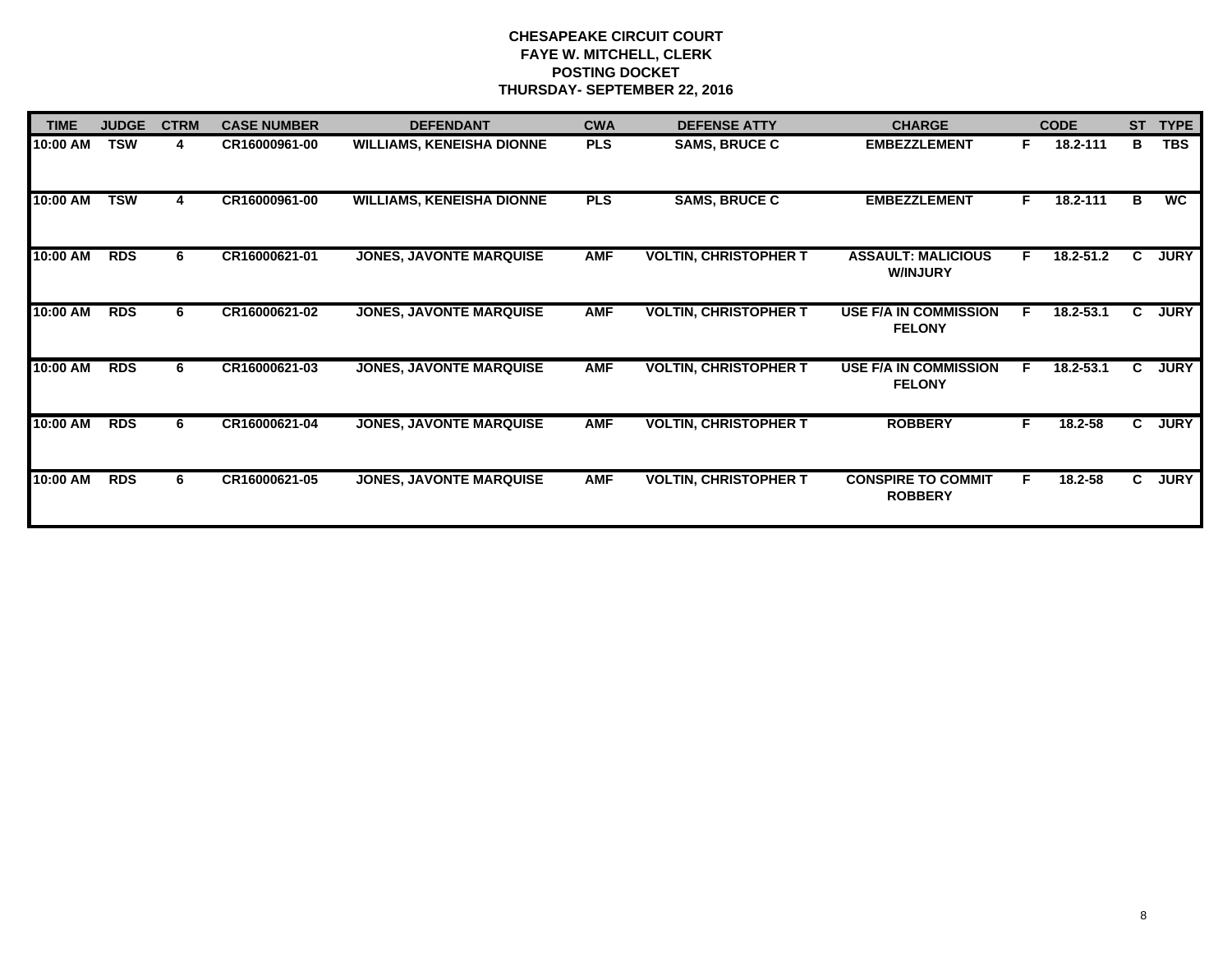**CHESAPEAKE CIRCUIT COURT**
**FAYE W. MITCHELL, CLERK**
**POSTING DOCKET**
**THURSDAY- SEPTEMBER 22, 2016**

| TIME | JUDGE | CTRM | CASE NUMBER | DEFENDANT | CWA | DEFENSE ATTY | CHARGE | | CODE | ST | TYPE |
|---|---|---|---|---|---|---|---|---|---|---|---|
| 10:00 AM | TSW | 4 | CR16000961-00 | WILLIAMS, KENEISHA DIONNE | PLS | SAMS, BRUCE C | EMBEZZLEMENT | F | 18.2-111 | B | TBS |
| 10:00 AM | TSW | 4 | CR16000961-00 | WILLIAMS, KENEISHA DIONNE | PLS | SAMS, BRUCE C | EMBEZZLEMENT | F | 18.2-111 | B | WC |
| 10:00 AM | RDS | 6 | CR16000621-01 | JONES, JAVONTE MARQUISE | AMF | VOLTIN, CHRISTOPHER T | ASSAULT: MALICIOUS W/INJURY | F | 18.2-51.2 | C | JURY |
| 10:00 AM | RDS | 6 | CR16000621-02 | JONES, JAVONTE MARQUISE | AMF | VOLTIN, CHRISTOPHER T | USE F/A IN COMMISSION FELONY | F | 18.2-53.1 | C | JURY |
| 10:00 AM | RDS | 6 | CR16000621-03 | JONES, JAVONTE MARQUISE | AMF | VOLTIN, CHRISTOPHER T | USE F/A IN COMMISSION FELONY | F | 18.2-53.1 | C | JURY |
| 10:00 AM | RDS | 6 | CR16000621-04 | JONES, JAVONTE MARQUISE | AMF | VOLTIN, CHRISTOPHER T | ROBBERY | F | 18.2-58 | C | JURY |
| 10:00 AM | RDS | 6 | CR16000621-05 | JONES, JAVONTE MARQUISE | AMF | VOLTIN, CHRISTOPHER T | CONSPIRE TO COMMIT ROBBERY | F | 18.2-58 | C | JURY |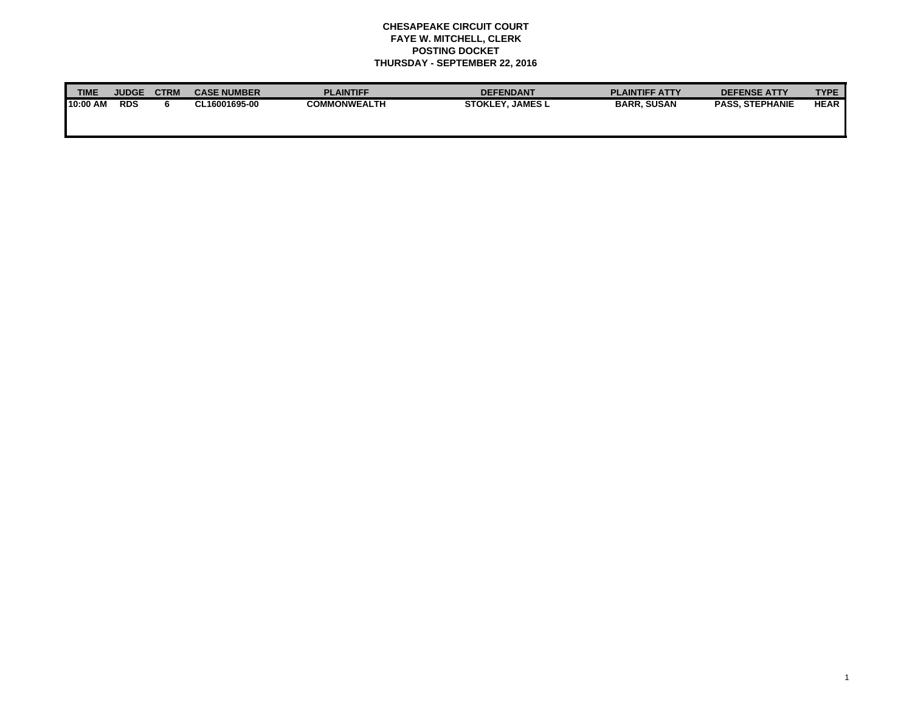**CHESAPEAKE CIRCUIT COURT**
**FAYE W. MITCHELL, CLERK**
**POSTING DOCKET**
**THURSDAY - SEPTEMBER 22, 2016**

| TIME | JUDGE | CTRM | CASE NUMBER | PLAINTIFF | DEFENDANT | PLAINTIFF ATTY | DEFENSE ATTY | TYPE |
|---|---|---|---|---|---|---|---|---|
| 10:00 AM | RDS | 6 | CL16001695-00 | COMMONWEALTH | STOKLEY, JAMES L | BARR, SUSAN | PASS, STEPHANIE | HEAR |